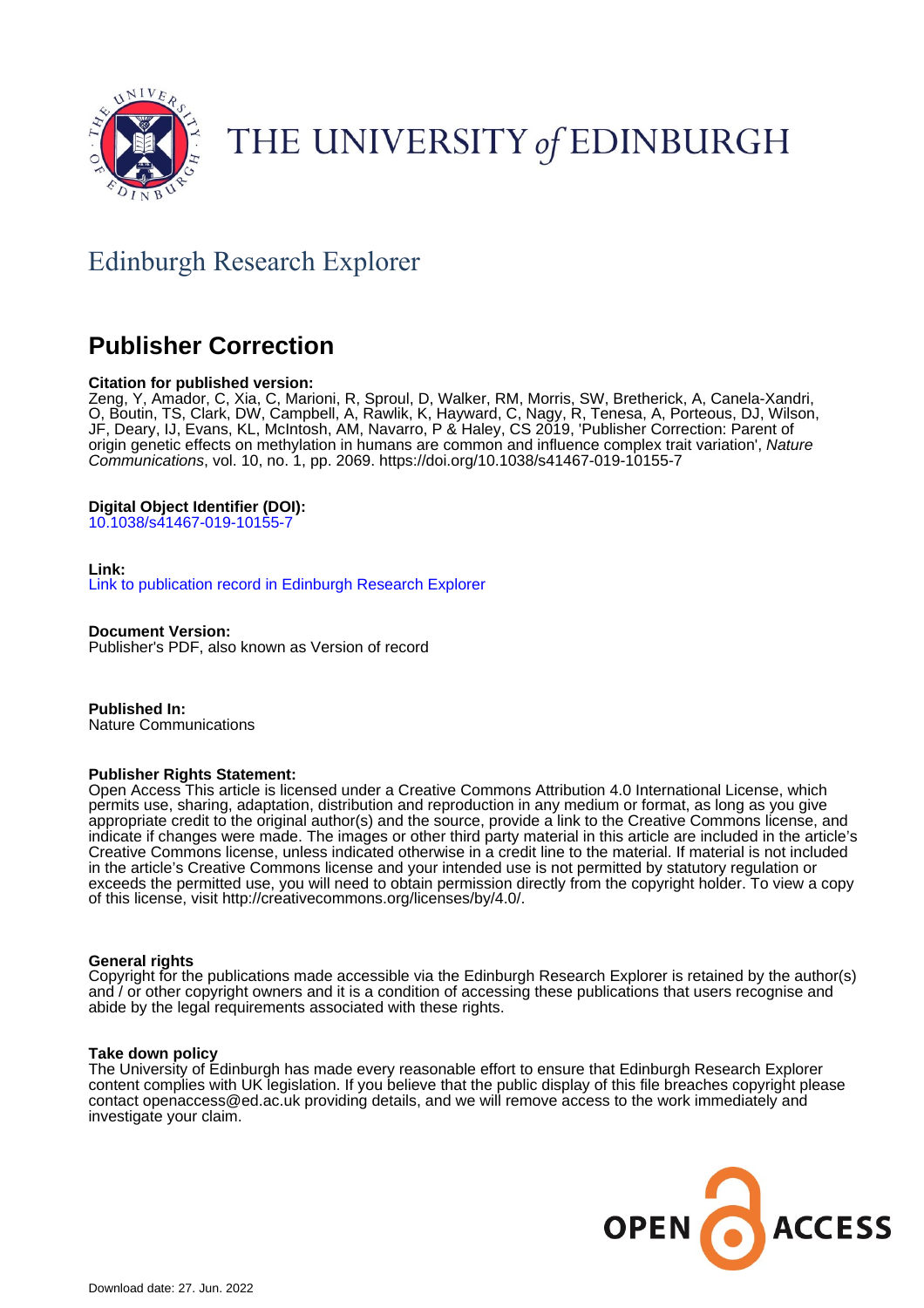# THE UNIVERSITY of EDINBURGH

## Edinburgh Research Explorer

# Publisher Correction

**Citation for published version:**
Zeng, Y, Amador, C, Xia, C, Marioni, R, Sproul, D, Walker, RM, Morris, SW, Bretherick, A, Canela-Xandri, O, Boutin, TS, Clark, DW, Campbell, A, Rawlik, K, Hayward, C, Nagy, R, Tenesa, A, Porteous, DJ, Wilson, JF, Deary, IJ, Evans, KL, McIntosh, AM, Navarro, P & Haley, CS 2019, 'Publisher Correction: Parent of origin genetic effects on methylation in humans are common and influence complex trait variation', *Nature Communications*, vol. 10, no. 1, pp. 2069. https://doi.org/10.1038/s41467-019-10155-7

**Digital Object Identifier (DOI):**
10.1038/s41467-019-10155-7

**Link:**
Link to publication record in Edinburgh Research Explorer

**Document Version:**
Publisher's PDF, also known as Version of record

**Published In:**
Nature Communications

**Publisher Rights Statement:**
Open Access This article is licensed under a Creative Commons Attribution 4.0 International License, which permits use, sharing, adaptation, distribution and reproduction in any medium or format, as long as you give appropriate credit to the original author(s) and the source, provide a link to the Creative Commons license, and indicate if changes were made. The images or other third party material in this article are included in the article's Creative Commons license, unless indicated otherwise in a credit line to the material. If material is not included in the article's Creative Commons license and your intended use is not permitted by statutory regulation or exceeds the permitted use, you will need to obtain permission directly from the copyright holder. To view a copy of this license, visit http://creativecommons.org/licenses/by/4.0/.

**General rights**
Copyright for the publications made accessible via the Edinburgh Research Explorer is retained by the author(s) and / or other copyright owners and it is a condition of accessing these publications that users recognise and abide by the legal requirements associated with these rights.

**Take down policy**
The University of Edinburgh has made every reasonable effort to ensure that Edinburgh Research Explorer content complies with UK legislation. If you believe that the public display of this file breaches copyright please contact openaccess@ed.ac.uk providing details, and we will remove access to the work immediately and investigate your claim.

OPEN ACCESS

Download date: 27. Jun. 2022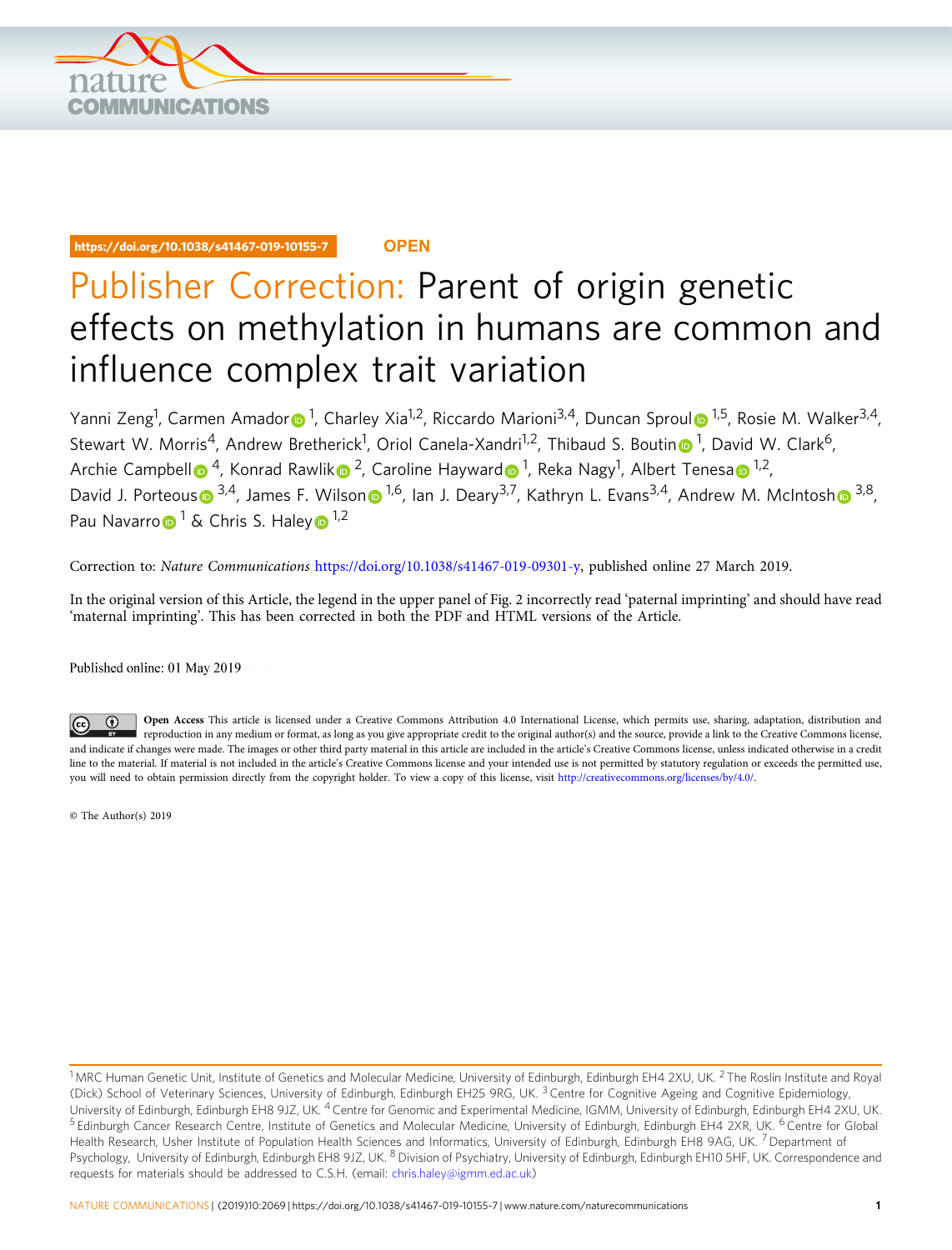https://doi.org/10.1038/s41467-019-10155-7 OPEN

# Publisher Correction: Parent of origin genetic effects on methylation in humans are common and influence complex trait variation

Yanni Zeng[1], Carmen Amador[1], Charley Xia[1,2], Riccardo Marioni[3,4], Duncan Sproul[1,5], Rosie M. Walker[3,4], Stewart W. Morris[4], Andrew Bretherick[1], Oriol Canela-Xandri[1,2], Thibaud S. Boutin[1], David W. Clark[6], Archie Campbell[4], Konrad Rawlik[2], Caroline Hayward[1], Reka Nagy[1], Albert Tenesa[1,2], David J. Porteous[3,4], James F. Wilson[1,6], Ian J. Deary[3,7], Kathryn L. Evans[3,4], Andrew M. McIntosh[3,8], Pau Navarro[1] & Chris S. Haley[1,2]

Correction to: *Nature Communications* https://doi.org/10.1038/s41467-019-09301-y, published online 27 March 2019.

In the original version of this Article, the legend in the upper panel of Fig. 2 incorrectly read 'paternal imprinting' and should have read 'maternal imprinting'. This has been corrected in both the PDF and HTML versions of the Article.

Published online: 01 May 2019

**Open Access** This article is licensed under a Creative Commons Attribution 4.0 International License, which permits use, sharing, adaptation, distribution and reproduction in any medium or format, as long as you give appropriate credit to the original author(s) and the source, provide a link to the Creative Commons license, and indicate if changes were made. The images or other third party material in this article are included in the article's Creative Commons license, unless indicated otherwise in a credit line to the material. If material is not included in the article's Creative Commons license and your intended use is not permitted by statutory regulation or exceeds the permitted use, you will need to obtain permission directly from the copyright holder. To view a copy of this license, visit http://creativecommons.org/licenses/by/4.0/.

© The Author(s) 2019

[1] MRC Human Genetic Unit, Institute of Genetics and Molecular Medicine, University of Edinburgh, Edinburgh EH4 2XU, UK. [2] The Roslin Institute and Royal (Dick) School of Veterinary Sciences, University of Edinburgh, Edinburgh EH25 9RG, UK. [3] Centre for Cognitive Ageing and Cognitive Epidemiology, University of Edinburgh, Edinburgh EH8 9JZ, UK. [4] Centre for Genomic and Experimental Medicine, IGMM, University of Edinburgh, Edinburgh EH4 2XU, UK. [5] Edinburgh Cancer Research Centre, Institute of Genetics and Molecular Medicine, University of Edinburgh, Edinburgh EH4 2XR, UK. [6] Centre for Global Health Research, Usher Institute of Population Health Sciences and Informatics, University of Edinburgh, Edinburgh EH8 9AG, UK. [7] Department of Psychology, University of Edinburgh, Edinburgh EH8 9JZ, UK. [8] Division of Psychiatry, University of Edinburgh, Edinburgh EH10 5HF, UK. Correspondence and requests for materials should be addressed to C.S.H. (email: chris.haley@igmm.ed.ac.uk)